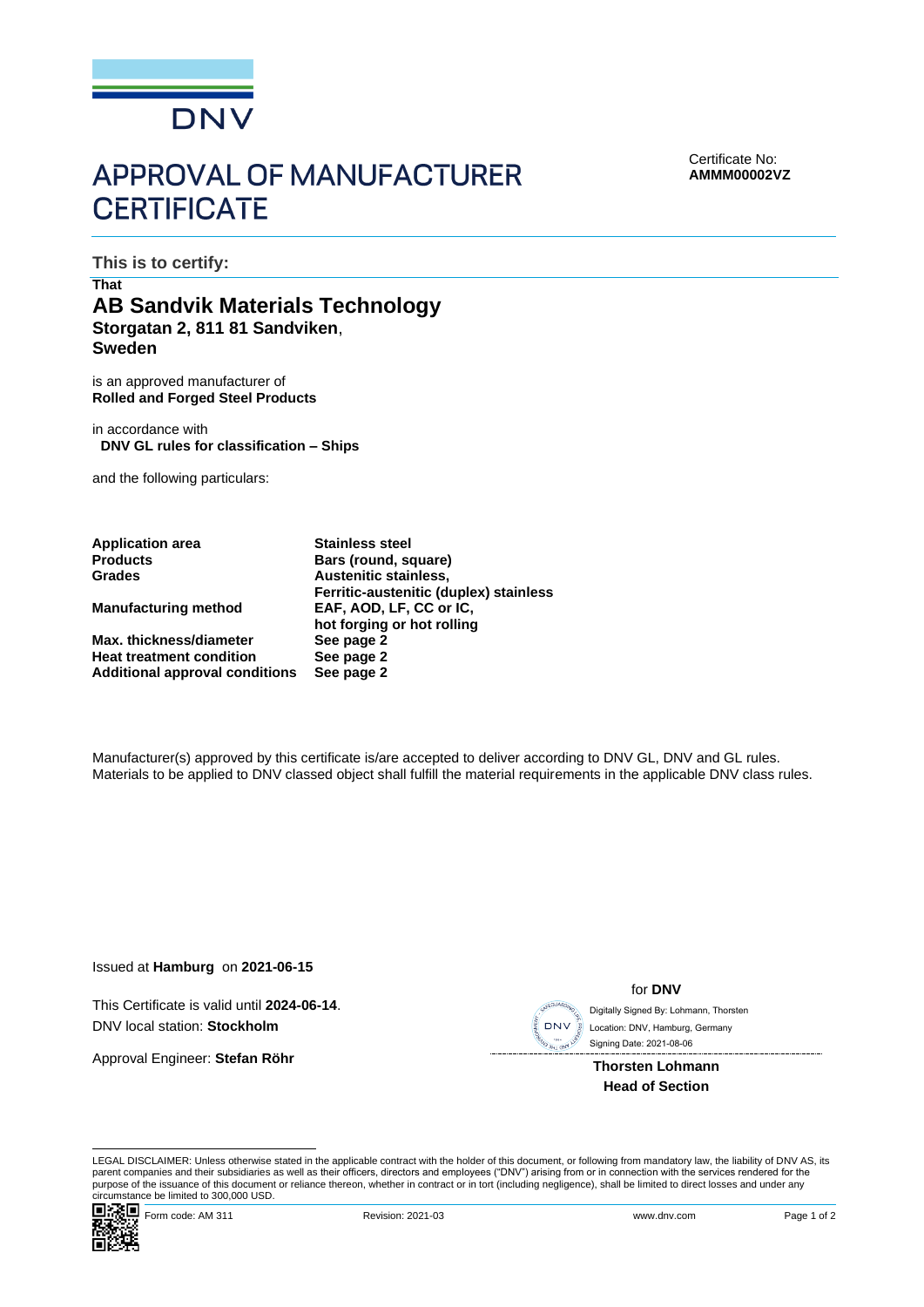DNV

# APPROVAL OF MANUFACTURER CERTIFICATE

Certificate No:
**AMMM00002VZ**

**This is to certify:**

**That**

## AB Sandvik Materials Technology

**Storgatan 2, 811 81 Sandviken**,
**Sweden**

is an approved manufacturer of
**Rolled and Forged Steel Products**

in accordance with
**DNV GL rules for classification – Ships**

and the following particulars:

| | |
|---|---|
| **Application area** | **Stainless steel** |
| **Products** | **Bars (round, square)** |
| **Grades** | **Austenitic stainless, Ferritic-austenitic (duplex) stainless** |
| **Manufacturing method** | **EAF, AOD, LF, CC or IC, hot forging or hot rolling** |
| **Max. thickness/diameter** | **See page 2** |
| **Heat treatment condition** | **See page 2** |
| **Additional approval conditions** | **See page 2** |

Manufacturer(s) approved by this certificate is/are accepted to deliver according to DNV GL, DNV and GL rules. Materials to be applied to DNV classed object shall fulfill the material requirements in the applicable DNV class rules.

Issued at **Hamburg** on **2021-06-15**

This Certificate is valid until **2024-06-14**.
DNV local station: **Stockholm**

Approval Engineer: **Stefan Röhr**

for **DNV**

Digitally Signed By: Lohmann, Thorsten
Location: DNV, Hamburg, Germany
Signing Date: 2021-08-06

**Thorsten Lohmann**
**Head of Section**

LEGAL DISCLAIMER: Unless otherwise stated in the applicable contract with the holder of this document, or following from mandatory law, the liability of DNV AS, its parent companies and their subsidiaries as well as their officers, directors and employees ("DNV") arising from or in connection with the services rendered for the purpose of the issuance of this document or reliance thereon, whether in contract or in tort (including negligence), shall be limited to direct losses and under any circumstance be limited to 300,000 USD.

Form code: AM 311 Revision: 2021-03 www.dnv.com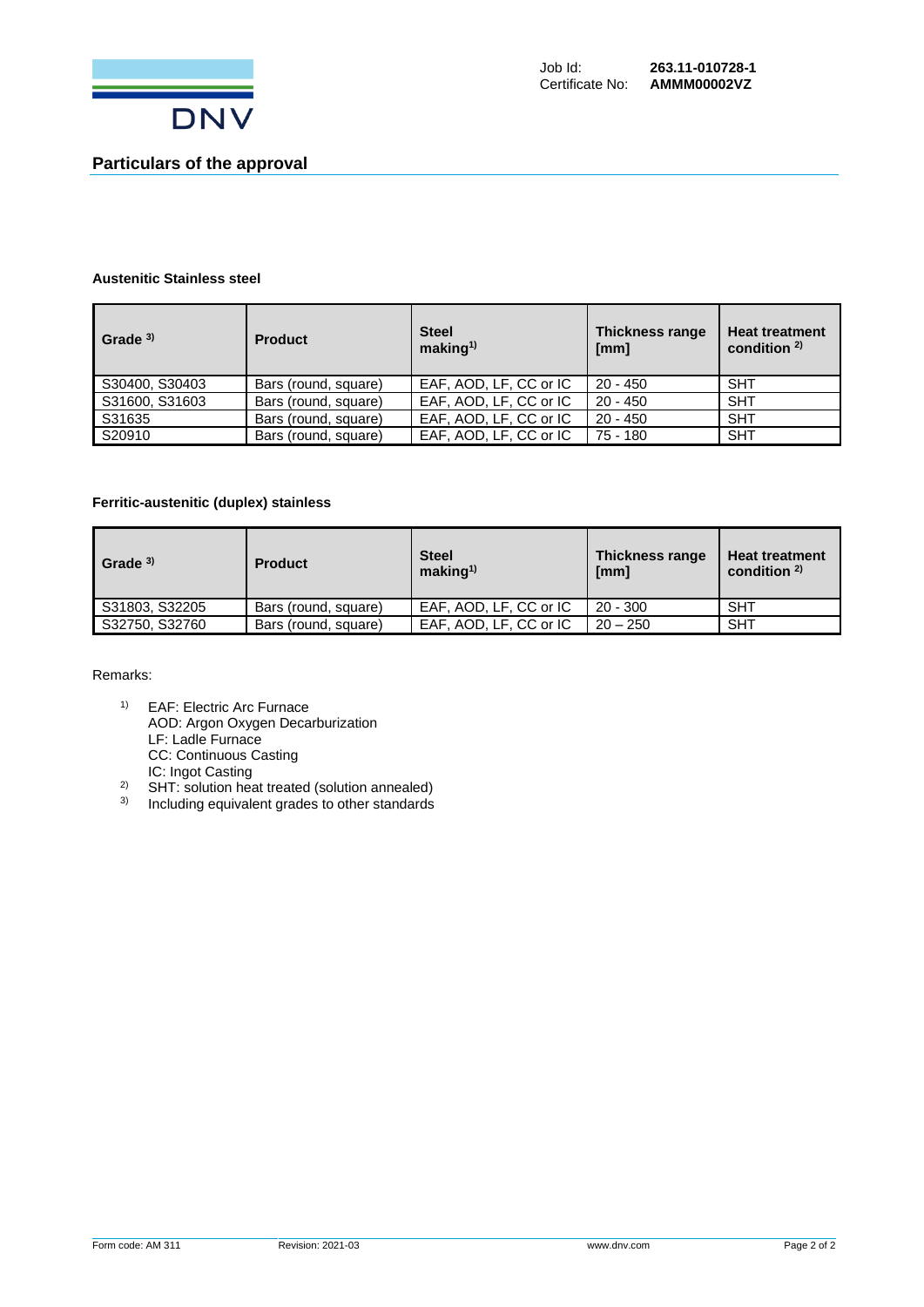Job Id: **263.11-010728-1**
Certificate No: **AMMM00002VZ**

## Particulars of the approval

### Austenitic Stainless steel

| Grade [3] | Product | Steel making[1] | Thickness range [mm] | Heat treatment condition [2] |
|---|---|---|---|---|
| S30400, S30403 | Bars (round, square) | EAF, AOD, LF, CC or IC | 20 - 450 | SHT |
| S31600, S31603 | Bars (round, square) | EAF, AOD, LF, CC or IC | 20 - 450 | SHT |
| S31635 | Bars (round, square) | EAF, AOD, LF, CC or IC | 20 - 450 | SHT |
| S20910 | Bars (round, square) | EAF, AOD, LF, CC or IC | 75 - 180 | SHT |

### Ferritic-austenitic (duplex) stainless

| Grade [3] | Product | Steel making[1] | Thickness range [mm] | Heat treatment condition [2] |
|---|---|---|---|---|
| S31803, S32205 | Bars (round, square) | EAF, AOD, LF, CC or IC | 20 - 300 | SHT |
| S32750, S32760 | Bars (round, square) | EAF, AOD, LF, CC or IC | 20 – 250 | SHT |

Remarks:

[1] EAF: Electric Arc Furnace
AOD: Argon Oxygen Decarburization
LF: Ladle Furnace
CC: Continuous Casting
IC: Ingot Casting

[2] SHT: solution heat treated (solution annealed)

[3] Including equivalent grades to other standards

Form code: AM 311 Revision: 2021-03 www.dnv.com